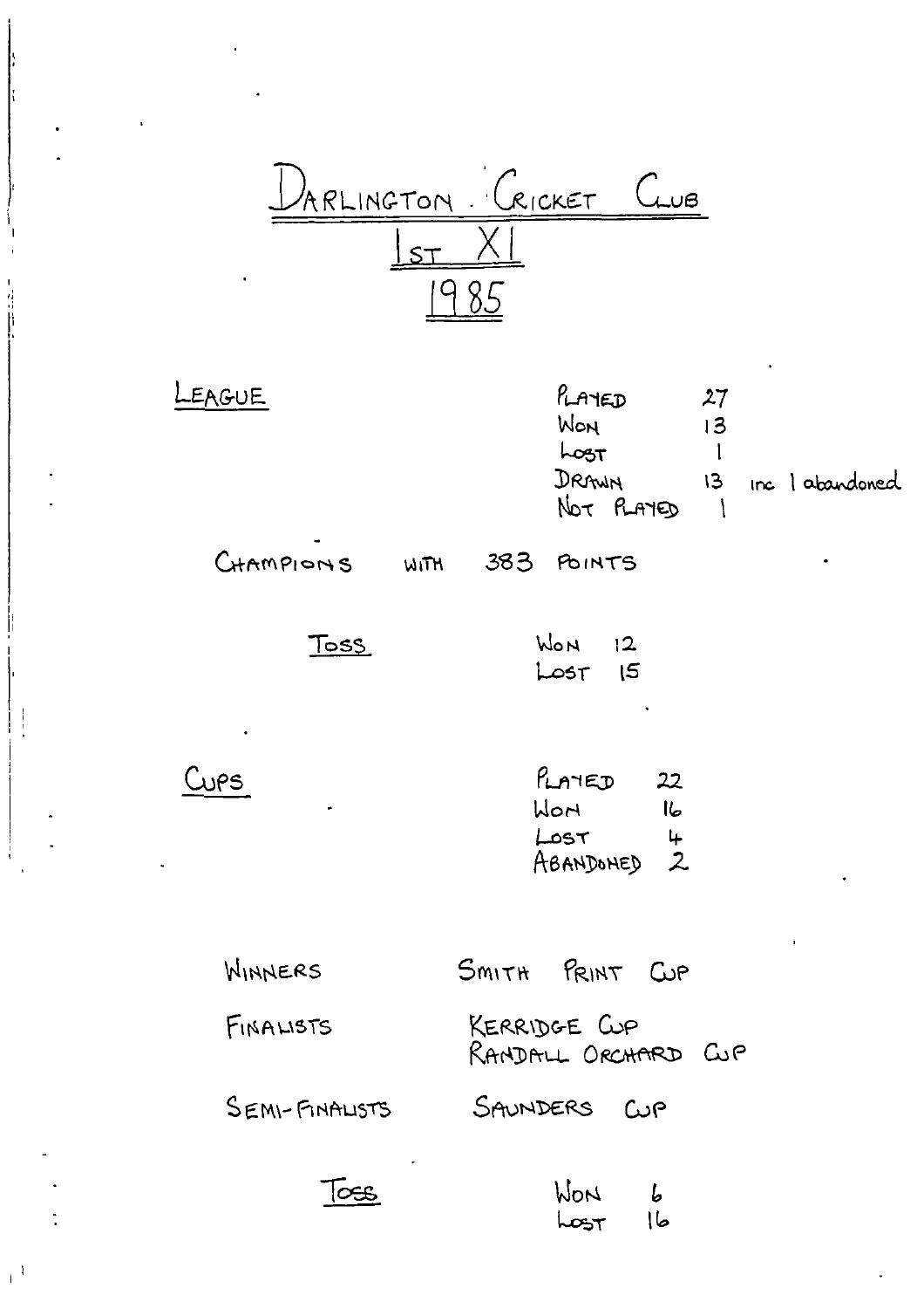# DARLINGTON CRICKET CLUB
## 1ST XI
## 1985

**LEAGUE**

| | |
|---|---|
| PLAYED | 27 |
| WON | 13 |
| LOST | 1 |
| DRAWN | 13 inc 1 abandoned |
| NOT PLAYED | 1 |

CHAMPIONS WITH 383 POINTS

**TOSS**

| | |
|---|---|
| WON | 12 |
| LOST | 15 |

**CUPS**

| | |
|---|---|
| PLAYED | 22 |
| WON | 16 |
| LOST | 4 |
| ABANDONED | 2 |

| | |
|---|---|
| WINNERS | SMITH PRINT CUP |
| FINALISTS | KERRIDGE CUP<br>RANDALL ORCHARD CUP |
| SEMI-FINALISTS | SAUNDERS CUP |

**TOSS**

| | |
|---|---|
| WON | 6 |
| LOST | 16 |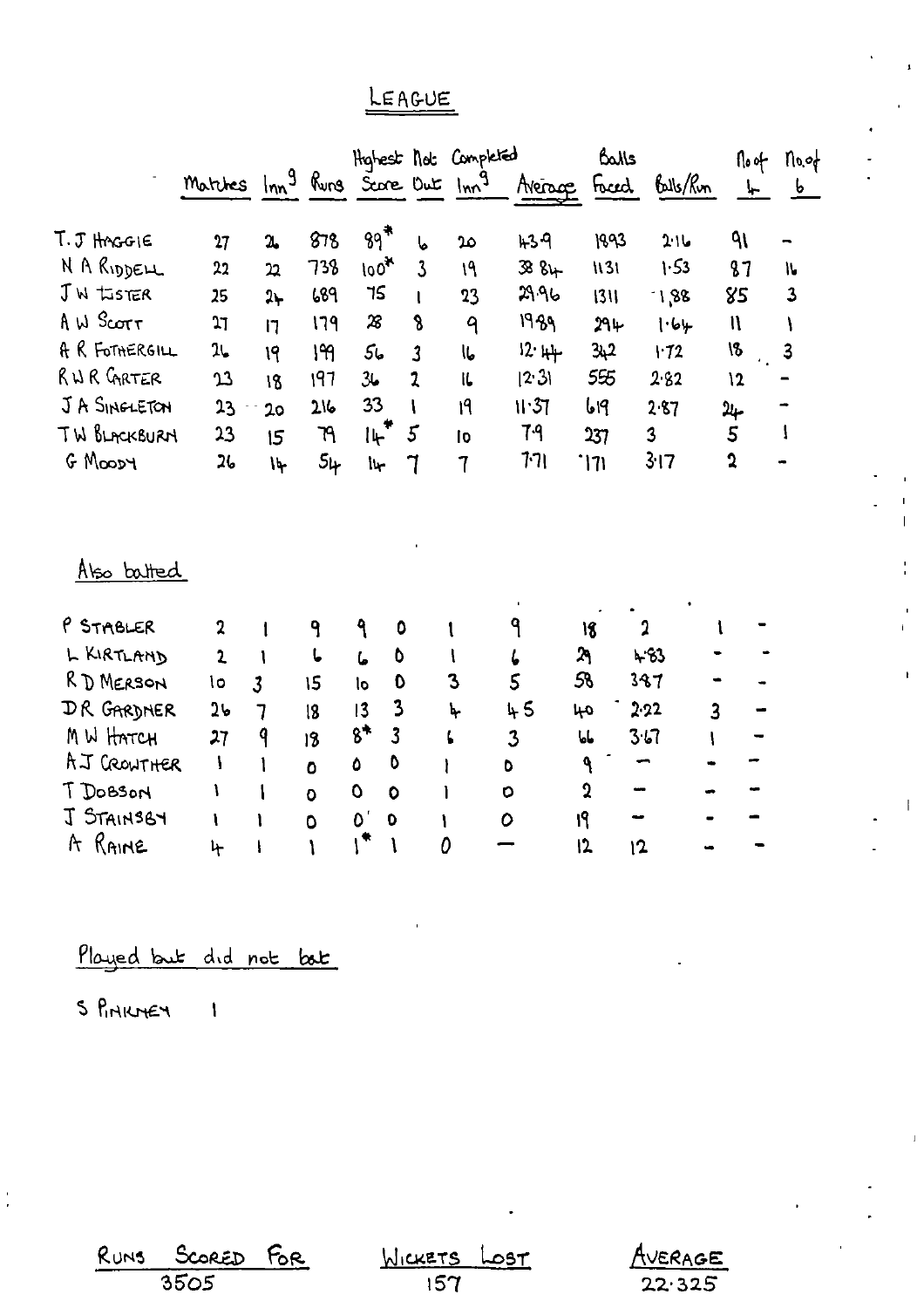# LEAGUE

| | Matches | Inn<sup>g</sup> | Runs | Highest Score | Not Out | Completed Inn<sup>g</sup> | Average | Balls Faced | Balls/Run | No of 4 | No of 6 |
|---|---|---|---|---|---|---|---|---|---|---|---|
| T.J HAGGIE | 27 | 26 | 878 | 89* | 6 | 20 | 43.9 | 1893 | 2.16 | 91 | – |
| N A RIDDELL | 22 | 22 | 738 | 100* | 3 | 19 | 38.84 | 1131 | 1.53 | 87 | 16 |
| J W LISTER | 25 | 24 | 689 | 75 | 1 | 23 | 29.96 | 1311 | 1.88 | 85 | 3 |
| A W SCOTT | 27 | 17 | 179 | 28 | 8 | 9 | 19.89 | 294 | 1.64 | 11 | 1 |
| A R FOTHERGILL | 26 | 19 | 199 | 56 | 3 | 16 | 12.44 | 342 | 1.72 | 18 | 3 |
| R W R CARTER | 23 | 18 | 197 | 36 | 2 | 16 | 12.31 | 555 | 2.82 | 12 | – |
| J A SINGLETON | 23 | 20 | 216 | 33 | 1 | 19 | 11.37 | 619 | 2.87 | 24 | – |
| T W BLACKBURN | 23 | 15 | 79 | 14* | 5 | 10 | 7.9 | 237 | 3 | 5 | 1 |
| G MOODY | 26 | 14 | 54 | 14 | 7 | 7 | 7.71 | 171 | 3.17 | 2 | – |

Also batted

| | Matches | Inn<sup>g</sup> | Runs | Highest Score | Not Out | Completed Inn<sup>g</sup> | Average | Balls Faced | Balls/Run | No of 4 | No of 6 |
|---|---|---|---|---|---|---|---|---|---|---|---|
| P STABLER | 2 | 1 | 9 | 9 | 0 | 1 | 9 | 18 | 2 | 1 | – |
| L KIRTLAND | 2 | 1 | 6 | 6 | 0 | 1 | 6 | 29 | 4.83 | – | – |
| R D MERSON | 10 | 3 | 15 | 10 | 0 | 3 | 5 | 58 | 3.87 | – | – |
| D R GARDNER | 26 | 7 | 18 | 13 | 3 | 4 | 4.5 | 40 | 2.22 | 3 | – |
| M W HATCH | 27 | 9 | 18 | 8* | 3 | 6 | 3 | 66 | 3.67 | 1 | – |
| A J CROWTHER | 1 | 1 | 0 | 0 | 0 | 1 | 0 | 9 | – | – | – |
| T DOBSON | 1 | 1 | 0 | 0 | 0 | 1 | 0 | 2 | – | – | – |
| J STAINSBY | 1 | 1 | 0 | 0 | 0 | 1 | 0 | 19 | – | – | – |
| A RAINE | 4 | 1 | 1 | 1* | 1 | 0 | – | 12 | 12 | – | – |

Played but did not bat

S PINKNEY 1

| RUNS SCORED FOR | WICKETS LOST | AVERAGE |
|---|---|---|
| 3505 | 157 | 22.325 |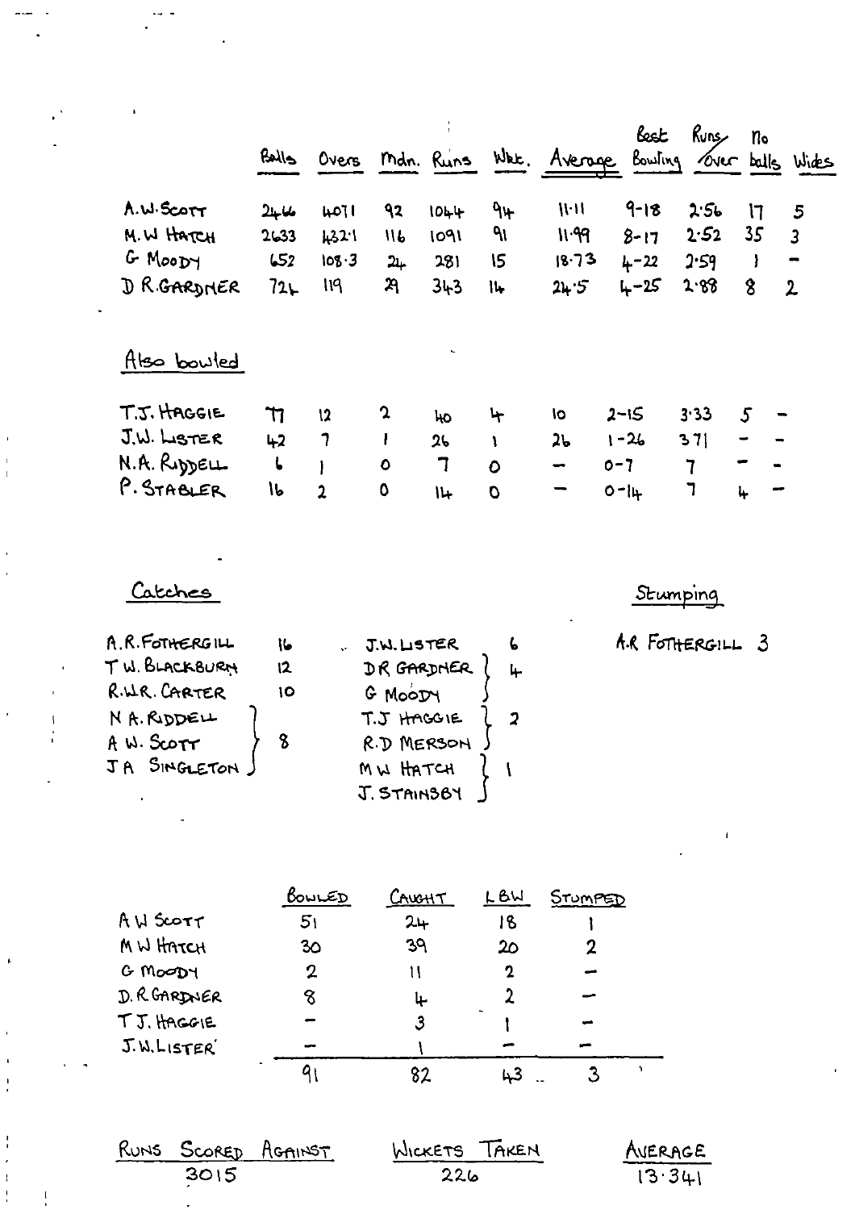| | Balls | Overs | Mdn. | Runs | Wkt. | Average | Best Bowling | Runs/over | No balls | Wides |
|---|---|---|---|---|---|---|---|---|---|---|
| A.W. SCOTT | 2466 | 407.1 | 92 | 1044 | 94 | 11.11 | 9-18 | 2.56 | 17 | 5 |
| M.W. HATCH | 2633 | 432.1 | 116 | 1091 | 91 | 11.99 | 8-17 | 2.52 | 35 | 3 |
| G MOODY | 652 | 108.3 | 24 | 281 | 15 | 18.73 | 4-22 | 2.59 | 1 | – |
| D R. GARDNER | 724 | 119 | 29 | 343 | 14 | 24.5 | 4-25 | 2.88 | 8 | 2 |

## Also bowled

| | Balls | Overs | Mdn. | Runs | Wkt. | Average | Best Bowling | Runs/over | No balls | Wides |
|---|---|---|---|---|---|---|---|---|---|---|
| T.J. HAGGIE | 77 | 12 | 2 | 40 | 4 | 10 | 2-15 | 3.33 | 5 | – |
| J.W. LISTER | 42 | 7 | 1 | 26 | 1 | 26 | 1-26 | 3.71 | – | – |
| N.A. RIDDELL | 6 | 1 | 0 | 7 | 0 | – | 0-7 | 7 | – | – |
| P. STABLER | 16 | 2 | 0 | 14 | 0 | – | 0-14 | 7 | 4 | – |

## Catches

| Name | Catches |
|---|---|
| A.R. FOTHERGILL | 16 |
| T W. BLACKBURN | 12 |
| R.W.R. CARTER | 10 |
| N A. RIDDELL | 8 |
| A W. SCOTT | 8 |
| J A SINGLETON | 8 |
| J.W. LISTER | 6 |
| D R GARDNER | 4 |
| G MOODY | 4 |
| T.J HAGGIE | 2 |
| R.D MERSON | 2 |
| M W HATCH | 1 |
| J. STAINSBY | 1 |

## Stumping

A.R FOTHERGILL 3

| | BOWLED | CAUGHT | LBW | STUMPED |
|---|---|---|---|---|
| A W SCOTT | 51 | 24 | 18 | 1 |
| M W HATCH | 30 | 39 | 20 | 2 |
| G MOODY | 2 | 11 | 2 | – |
| D. R GARDNER | 8 | 4 | 2 | – |
| T J. HAGGIE | – | 3 | 1 | – |
| J.W. LISTER | – | 1 | – | – |
| | 91 | 82 | 43 | 3 |

| RUNS SCORED AGAINST | WICKETS TAKEN | AVERAGE |
|---|---|---|
| 3015 | 226 | 13.341 |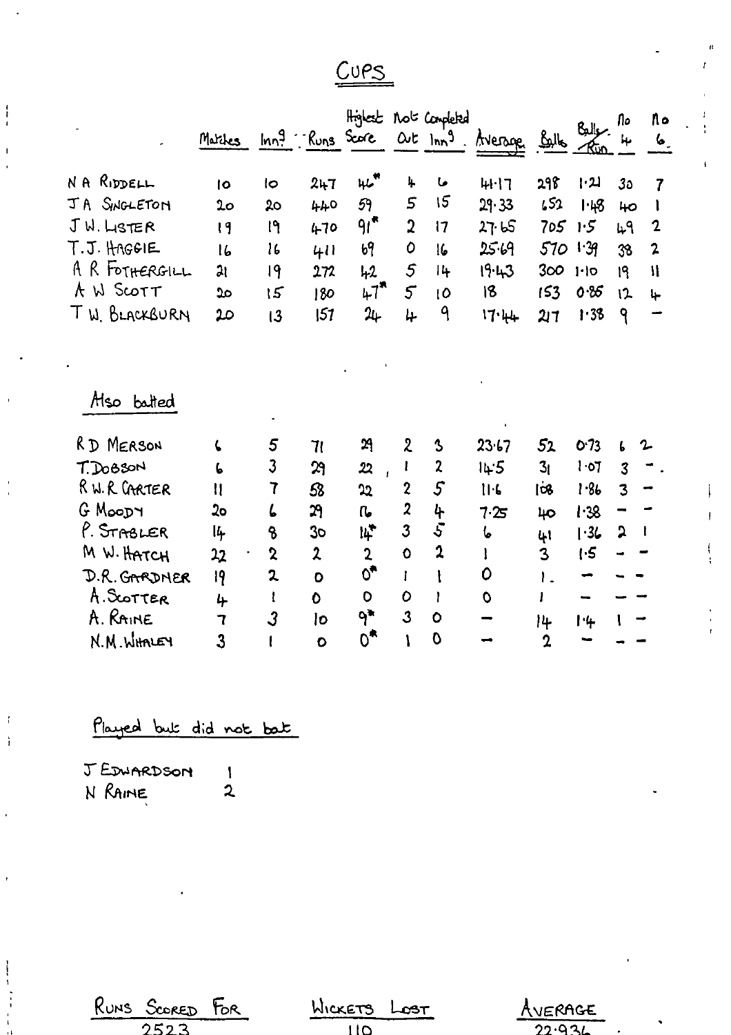# Cups

| | Matches | Inn[g] | Runs | Highest Score | Not Out | Completed Inn[g] | Average | Balls | Balls/Run | No 4 | No 6 |
|---|---|---|---|---|---|---|---|---|---|---|---|
| N A RIDDELL | 10 | 10 | 247 | 46* | 4 | 6 | 41·17 | 298 | 1·21 | 30 | 7 |
| J A SINGLETON | 20 | 20 | 440 | 59 | 5 | 15 | 29·33 | 652 | 1·48 | 40 | 1 |
| J W. LISTER | 19 | 19 | 470 | 91* | 2 | 17 | 27·65 | 705 | 1·5 | 49 | 2 |
| T.J. HAGGIE | 16 | 16 | 411 | 69 | 0 | 16 | 25·69 | 570 | 1·39 | 38 | 2 |
| A R FOTHERGILL | 21 | 19 | 272 | 42 | 5 | 14 | 19·43 | 300 | 1·10 | 19 | 11 |
| A W SCOTT | 20 | 15 | 180 | 47* | 5 | 10 | 18 | 153 | 0·85 | 12 | 4 |
| T W. BLACKBURN | 20 | 13 | 157 | 24 | 4 | 9 | 17·44 | 217 | 1·38 | 9 | – |

## Also batted

| | Matches | Inn[g] | Runs | Highest Score | Not Out | Completed Inn[g] | Average | Balls | Balls/Run | No 4 | No 6 |
|---|---|---|---|---|---|---|---|---|---|---|---|
| R D MERSON | 6 | 5 | 71 | 29 | 2 | 3 | 23·67 | 52 | 0·73 | 6 | 2 |
| T. DOBSON | 6 | 3 | 29 | 22 | 1 | 2 | 14·5 | 31 | 1·07 | 3 | – |
| R W. R CARTER | 11 | 7 | 58 | 22 | 2 | 5 | 11·6 | 108 | 1·86 | 3 | – |
| G MOODY | 20 | 6 | 29 | 16 | 2 | 4 | 7·25 | 40 | 1·38 | – | – |
| P. STABLER | 14 | 8 | 30 | 14* | 3 | 5 | 6 | 41 | 1·36 | 2 | 1 |
| M W. HATCH | 22 | 2 | 2 | 2 | 0 | 2 | 1 | 3 | 1·5 | – | – |
| D.R. GARDNER | 19 | 2 | 0 | 0* | 1 | 1 | 0 | 1 | – | – | – |
| A. SCOTTER | 4 | 1 | 0 | 0 | 0 | 1 | 0 | 1 | – | – | – |
| A. RAINE | 7 | 3 | 10 | 9* | 3 | 0 | – | 14 | 1·4 | 1 | – |
| N.M. WHALEY | 3 | 1 | 0 | 0* | 1 | 0 | – | 2 | – | – | – |

## Played but did not bat

| | |
|---|---|
| J EDWARDSON | 1 |
| N RAINE | 2 |

| RUNS SCORED FOR | WICKETS LOST | AVERAGE |
|---|---|---|
| 2523 | 110 | 22·936 |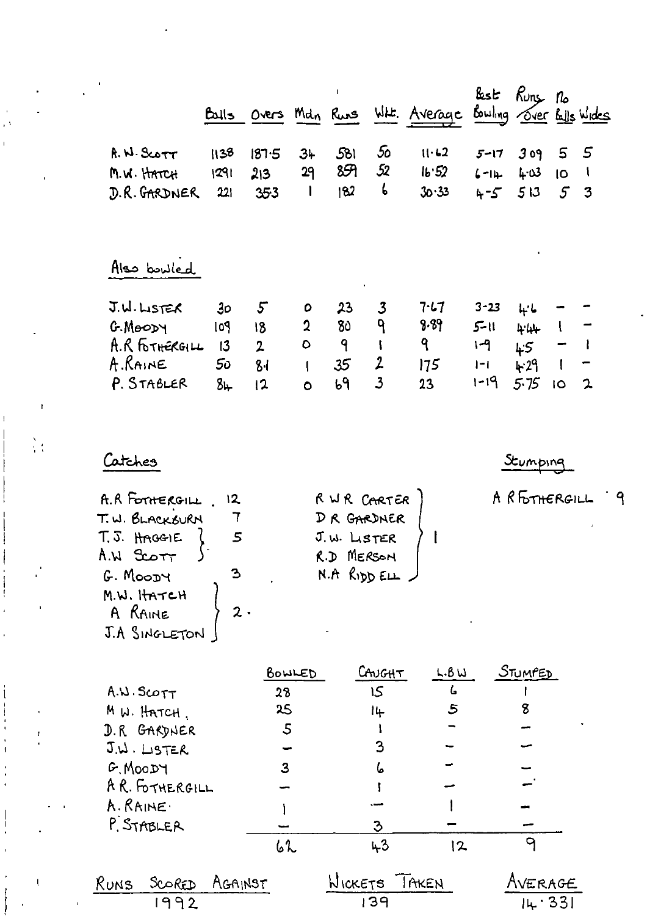|  | Balls | Overs | Mdn | Runs | Wkt. | Average | Best Bowling | Runs over | No Balls | Wides |
|---|---|---|---|---|---|---|---|---|---|---|
| A. W. SCOTT | 1138 | 187.5 | 34 | 581 | 50 | 11.62 | 5-17 | 3.09 | 5 | 5 |
| M. W. HATCH | 1291 | 213 | 29 | 859 | 52 | 16.52 | 6-14 | 4.03 | 10 | 1 |
| D. R. GARDNER | 221 | 35.3 | 1 | 182 | 6 | 30.33 | 4-5 | 5.13 | 5 | 3 |

## Also bowled

|  | Balls | Overs | Mdn | Runs | Wkt. | Average | Best Bowling | Runs over | No Balls | Wides |
|---|---|---|---|---|---|---|---|---|---|---|
| J. W. LISTER | 30 | 5 | 0 | 23 | 3 | 7.67 | 3-23 | 4.6 | – | – |
| G. MOODY | 109 | 18 | 2 | 80 | 9 | 8.89 | 5-11 | 4.44 | 1 | – |
| A. R. FOTHERGILL | 13 | 2 | 0 | 9 | 1 | 9 | 1-9 | 4.5 | – | 1 |
| A. RAINE | 50 | 8.1 | 1 | 35 | 2 | 17.5 | 1-1 | 4.29 | 1 | – |
| P. STABLER | 84 | 12 | 0 | 69 | 3 | 23 | 1-19 | 5.75 | 10 | 2 |

## Catches

- A. R. FOTHERGILL . 12
- T. W. BLACKBURN 7
- T. J. HAGGIE, A. W. SCOTT 5
- G. MOODY 3
- M. W. HATCH, A RAINE, J. A SINGLETON 2.
- R W R CARTER, D R GARDNER, J. W. LISTER, R. D MERSON, N. A RIDDELL 1

## Stumping

A R FOTHERGILL 9

|  | BOWLED | CAUGHT | L.B.W | STUMPED |
|---|---|---|---|---|
| A. W. SCOTT | 28 | 15 | 6 | 1 |
| M. W. HATCH. | 25 | 14 | 5 | 8 |
| D. R. GARDNER | 5 | 1 | – | – |
| J. W. LISTER | – | 3 | – | – |
| G. MOODY | 3 | 6 | – | – |
| A. R. FOTHERGILL | – | 1 | – | – |
| A. RAINE | 1 | – | 1 | – |
| P. STABLER | – | 3 | – | – |
|  | 62 | 43 | 12 | 9 |

| RUNS SCORED AGAINST | WICKETS TAKEN | AVERAGE |
|---|---|---|
| 1992 | 139 | 14.331 |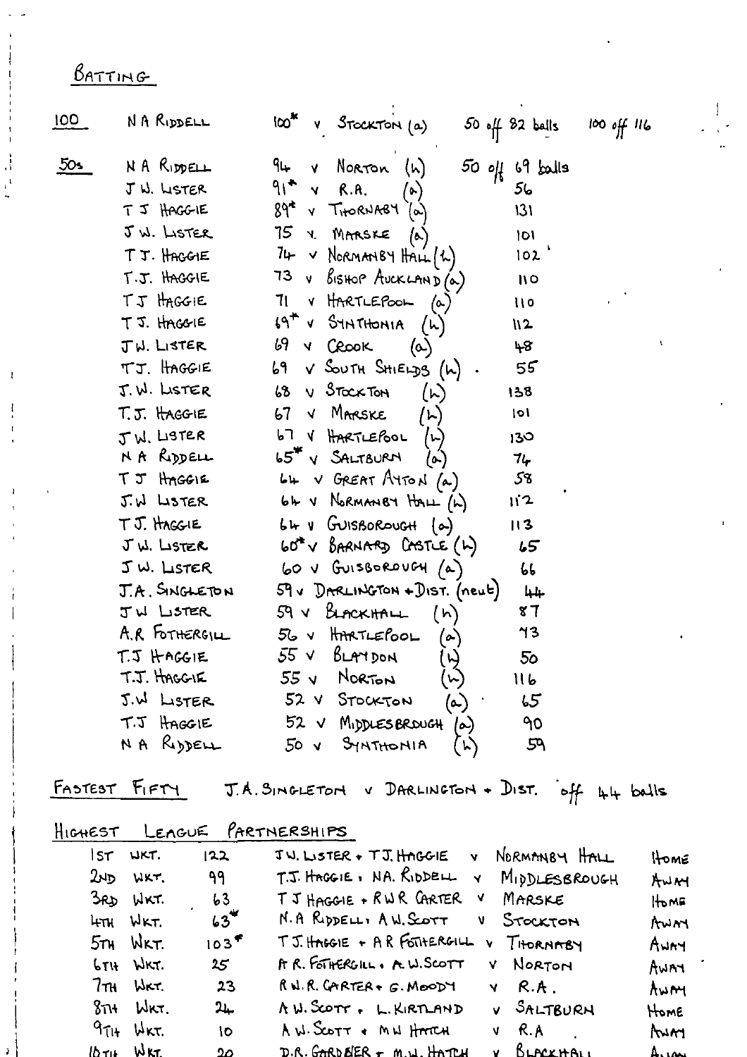## BATTING

| | | | |
|---|---|---|---|
| 100 | N A RIDDELL | 100* v STOCKTON (a) | 50 off 82 balls 100 off 116 |
| 50s | N A RIDDELL | 94 v NORTON (h) | 50 off 69 balls |
| | J W. LISTER | 91* v R.A. (a) | 56 |
| | T J HAGGIE | 89* v THORNABY (a) | 131 |
| | J W. LISTER | 75 v MARSKE (a) | 101 |
| | T J. HAGGIE | 74 v NORMANBY HALL (h) | 102 |
| | T.J. HAGGIE | 73 v BISHOP AUCKLAND (a) | 110 |
| | T J HAGGIE | 71 v HARTLEPOOL (a) | 110 |
| | T J. HAGGIE | 69* v SYNTHONIA (h) | 112 |
| | J W. LISTER | 69 v CROOK (a) | 48 |
| | T J. HAGGIE | 69 v SOUTH SHIELDS (h) | 55 |
| | J.W. LISTER | 68 v STOCKTON (h) | 138 |
| | T.J. HAGGIE | 67 v MARSKE (h) | 101 |
| | J W. LISTER | 67 v HARTLEPOOL (h) | 130 |
| | N A RIDDELL | 65* v SALTBURN (a) | 74 |
| | T J HAGGIE | 64 v GREAT AYTON (a) | 58 |
| | J.W LISTER | 64 v NORMANBY HALL (h) | 112 |
| | T J. HAGGIE | 64 v GUISBOROUGH (a) | 113 |
| | J W. LISTER | 60* v BARNARD CASTLE (h) | 65 |
| | J W. LISTER | 60 v GUISBOROUGH (a) | 66 |
| | J.A. SINGLETON | 59 v DARLINGTON + DIST. (neut) | 44 |
| | J W LISTER | 59 v BLACKHALL (h) | 87 |
| | A.R FOTHERGILL | 56 v HARTLEPOOL (a) | 73 |
| | T.J HAGGIE | 55 v BLAYDON (h) | 50 |
| | T.J. HAGGIE | 55 v NORTON (h) | 116 |
| | J.W LISTER | 52 v STOCKTON (a) | 65 |
| | T.J HAGGIE | 52 v MIDDLESBROUGH (a) | 90 |
| | N A RIDDELL | 50 v SYNTHONIA (h) | 59 |

**FASTEST FIFTY** J.A. SINGLETON v DARLINGTON + DIST. off 44 balls

## HIGHEST LEAGUE PARTNERSHIPS

| Wkt | Runs | Partnership | Opponent | Venue |
|---|---|---|---|---|
| 1ST WKT. | 122 | J W. LISTER + T J. HAGGIE | v NORMANBY HALL | HOME |
| 2ND WKT. | 99 | T.J. HAGGIE + NA. RIDDELL | v MIDDLESBROUGH | AWAY |
| 3RD WKT. | 63 | T J HAGGIE + R W R CARTER | v MARSKE | HOME |
| 4TH WKT. | 63* | N.A RIDDELL + A W. SCOTT | v STOCKTON | AWAY |
| 5TH WKT. | 103* | T J. HAGGIE + A R FOTHERGILL | v THORNABY | AWAY |
| 6TH WKT. | 25 | A R. FOTHERGILL + A. W. SCOTT | v NORTON | AWAY |
| 7TH WKT. | 23 | R W. R. CARTER + G. MOODY | v R.A. | AWAY |
| 8TH WKT. | 24 | A W. SCOTT + L. KIRTLAND | v SALTBURN | HOME |
| 9TH WKT. | 10 | A W. SCOTT + M W HATCH | v R.A | AWAY |
| 10TH WKT. | 20 | D.R. GARDNER + M.W. HATCH | v BLACKHALL | AWAY |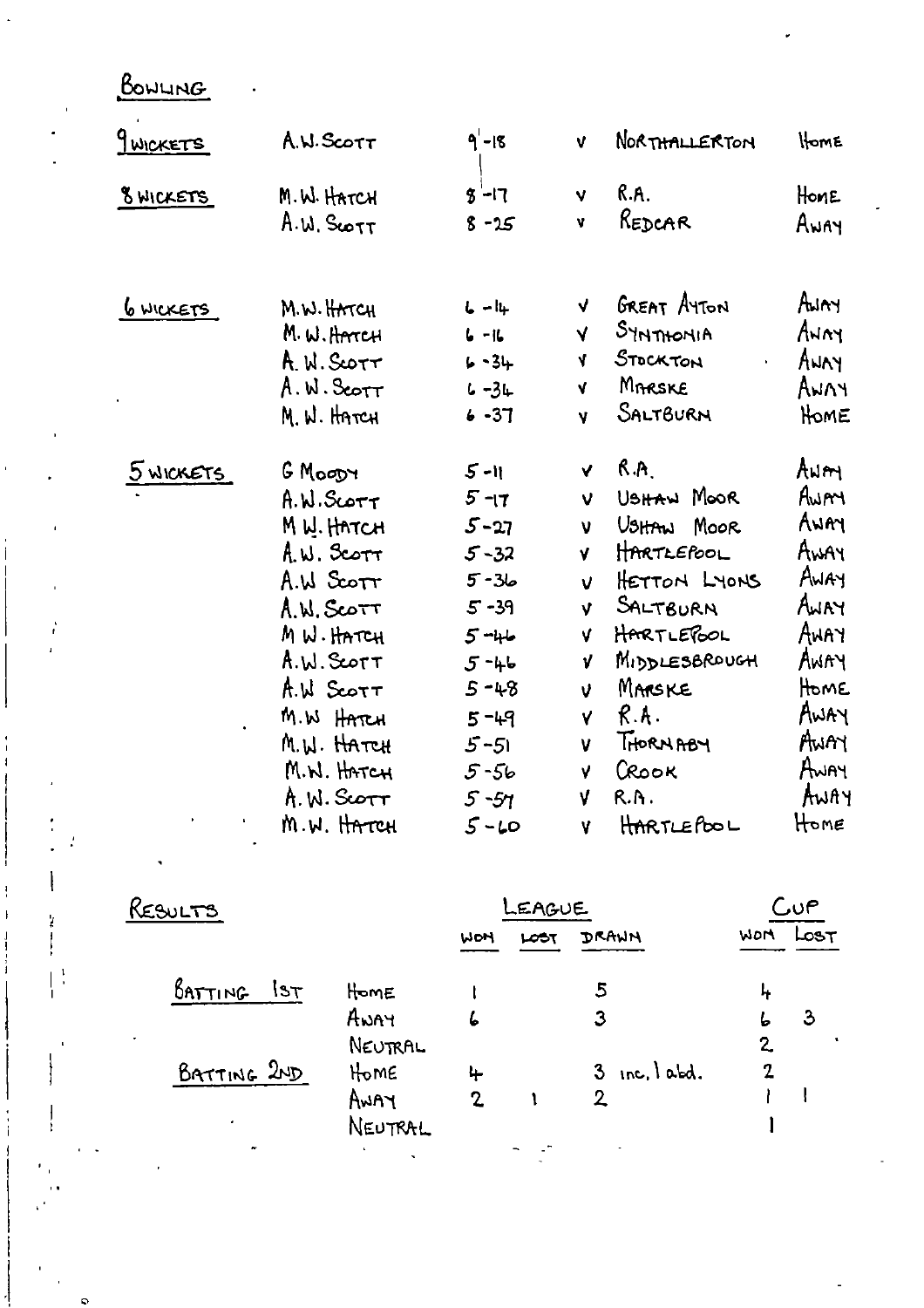## BOWLING

| | | | | | |
|---|---|---|---|---|---|
| 9 WICKETS | A.W. SCOTT | 9-18 | v | NORTHALLERTON | HOME |
| 8 WICKETS | M.W. HATCH | 8-17 | v | R.A. | HOME |
| | A.W. SCOTT | 8-25 | v | REDCAR | AWAY |
| 6 WICKETS | M.W. HATCH | 6-14 | v | GREAT AYTON | AWAY |
| | M.W. HATCH | 6-16 | v | SYNTHONIA | AWAY |
| | A.W. SCOTT | 6-34 | v | STOCKTON | AWAY |
| | A.W. SCOTT | 6-34 | v | MARSKE | AWAY |
| | M.W. HATCH | 6-37 | v | SALTBURN | HOME |
| 5 WICKETS | G MOODY | 5-11 | v | R.A. | AWAY |
| | A.W. SCOTT | 5-17 | v | USHAW MOOR | AWAY |
| | M W. HATCH | 5-27 | v | USHAW MOOR | AWAY |
| | A.W. SCOTT | 5-32 | v | HARTLEPOOL | AWAY |
| | A.W SCOTT | 5-36 | v | HETTON LYONS | AWAY |
| | A.W. SCOTT | 5-39 | v | SALTBURN | AWAY |
| | M W. HATCH | 5-46 | v | HARTLEPOOL | AWAY |
| | A.W. SCOTT | 5-46 | v | MIDDLESBROUGH | AWAY |
| | A.W SCOTT | 5-48 | v | MARSKE | HOME |
| | M.W HATCH | 5-49 | v | R.A. | AWAY |
| | M.W. HATCH | 5-51 | v | THORNABY | AWAY |
| | M.W. HATCH | 5-56 | v | CROOK | AWAY |
| | A.W. SCOTT | 5-57 | v | R.A. | AWAY |
| | M.W. HATCH | 5-60 | v | HARTLEPOOL | HOME |

## RESULTS

| | | LEAGUE | | | CUP | |
|---|---|---|---|---|---|---|
| | | WON | LOST | DRAWN | WON | LOST |
| BATTING 1ST | HOME | 1 | | 5 | 4 | |
| | AWAY | 6 | | 3 | 6 | 3 |
| | NEUTRAL | | | | 2 | |
| BATTING 2ND | HOME | 4 | | 3 inc. 1 abd. | 2 | |
| | AWAY | 2 | 1 | 2 | 1 | 1 |
| | NEUTRAL | | | | 1 | |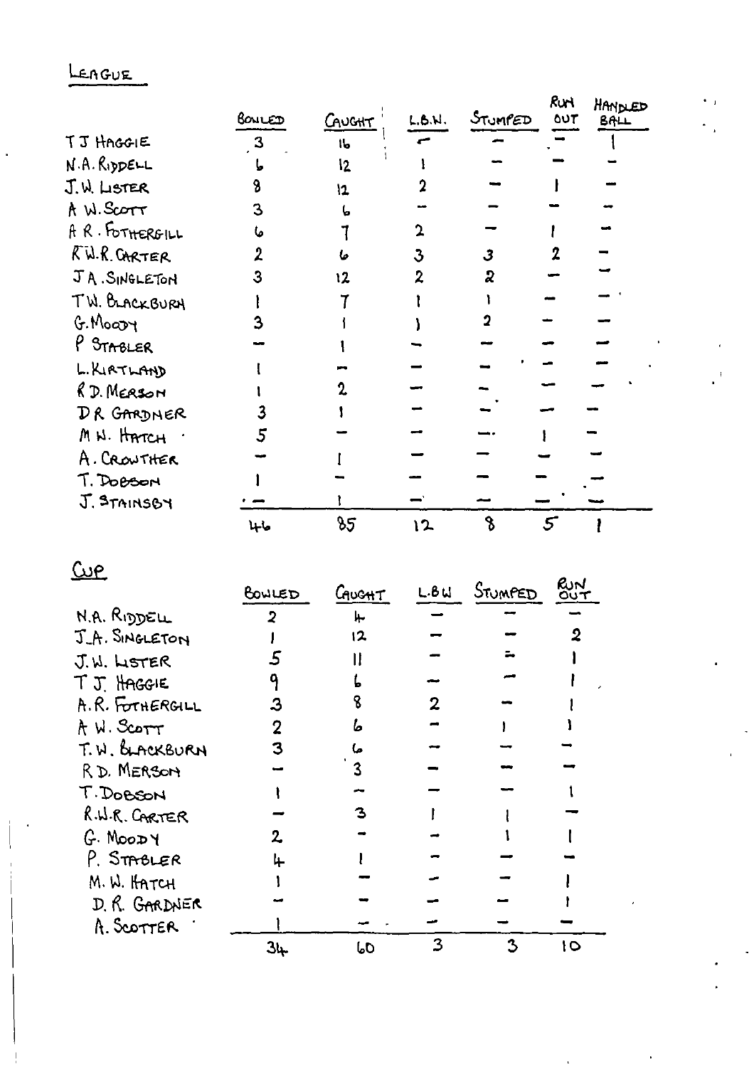LEAGUE

| | BOWLED | CAUGHT | L.B.W. | STUMPED | RUN OUT | HANDLED BALL |
|---|---|---|---|---|---|---|
| T J HAGGIE | 3 | 16 | – | – | – | 1 |
| N.A. RIDDELL | 6 | 12 | 1 | – | – | – |
| J.W. LISTER | 8 | 12 | 2 | – | 1 | – |
| A W. SCOTT | 3 | 6 | – | – | – | – |
| A R. FOTHERGILL | 6 | 7 | 2 | – | 1 | – |
| R W.R. CARTER | 2 | 6 | 3 | 3 | 2 | – |
| J A. SINGLETON | 3 | 12 | 2 | 2 | – | – |
| T.W. BLACKBURN | 1 | 7 | 1 | 1 | – | – |
| G. MOODY | 3 | 1 | 1 | 2 | – | – |
| P STABLER | – | 1 | – | – | – | – |
| L. KIRTLAND | 1 | – | – | – | – | – |
| R D. MERSON | 1 | 2 | – | – | – | – |
| D R GARDNER | 3 | 1 | – | – | – | – |
| M W. HATCH | 5 | – | – | – | 1 | – |
| A. CROWTHER | – | 1 | – | – | – | – |
| T. DOBSON | 1 | – | – | – | – | – |
| J. STAINSBY | – | 1 | – | – | – | – |
| | 46 | 85 | 12 | 8 | 5 | 1 |

CUP

| | BOWLED | CAUGHT | L.B.W | STUMPED | RUN OUT |
|---|---|---|---|---|---|
| N.A. RIDDELL | 2 | 4 | – | – | – |
| J.A. SINGLETON | 1 | 12 | – | – | 2 |
| J.W. LISTER | 5 | 11 | – | – | 1 |
| T J. HAGGIE | 9 | 6 | – | – | 1 |
| A.R. FOTHERGILL | 3 | 8 | 2 | – | 1 |
| A W. SCOTT | 2 | 6 | – | 1 | 1 |
| T.W. BLACKBURN | 3 | 6 | – | – | – |
| R D. MERSON | – | 3 | – | – | – |
| T. DOBSON | 1 | – | – | – | 1 |
| R.W.R. CARTER | – | 3 | 1 | 1 | – |
| G. MOODY | 2 | – | – | 1 | 1 |
| P. STABLER | 4 | 1 | – | – | – |
| M.W. HATCH | 1 | – | – | – | 1 |
| D. R. GARDNER | – | – | – | – | 1 |
| A. SCOTTER | 1 | – | – | – | – |
| | 34 | 60 | 3 | 3 | 10 |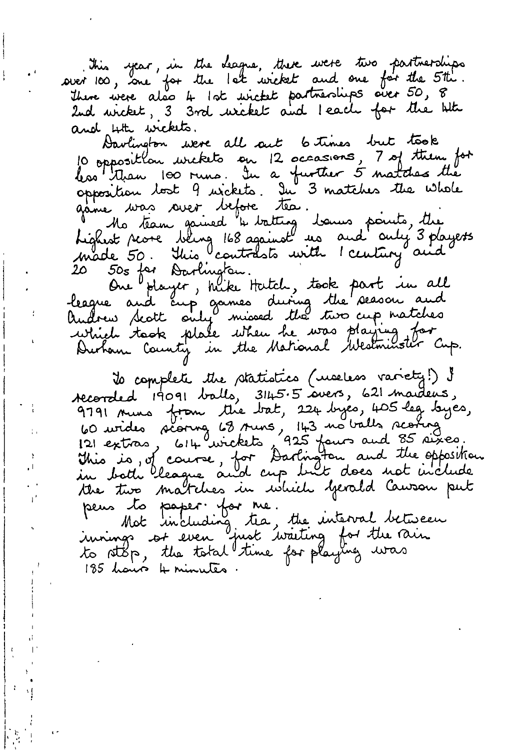This year, in the League, there were two partnerships over 100, one for the 1st wicket and one for the 5th. There were also 4 1st wicket partnerships over 50, 8 2nd wicket, 3 3rd wicket and 1 each for the 4th and 4th wickets.

Darlington were all out 6 times but took 10 opposition wickets on 12 occasions, 7 of them for less than 100 runs. In a further 5 matches the opposition lost 9 wickets. In 3 matches the whole game was over before tea.

No team gained 4 batting bonus points, the highest score being 168 against us and only 3 players made 50. This contrasts with 1 century and 20 50s for Darlington.

One player, Mike Hatch, took part in all league and cup games during the season and Andrew Scott only missed the two cup matches which took place when he was playing for Durham County in the National Westminster Cup.

To complete the statistics (useless variety!) I recorded 19091 balls, 3145.5 overs, 621 maidens, 9791 runs from the bat, 224 byes, 405 leg byes, 60 wides scoring 68 runs, 143 no balls scoring 121 extras, 614 wickets, 925 fours and 85 sixes. This is, of course, for Darlington and the opposition in both league and cup but does not include the two matches in which Gerald Cawson put pens to paper for me.

Not including tea, the interval between innings or even just waiting for the rain to stop, the total time for playing was 185 hours 4 minutes.